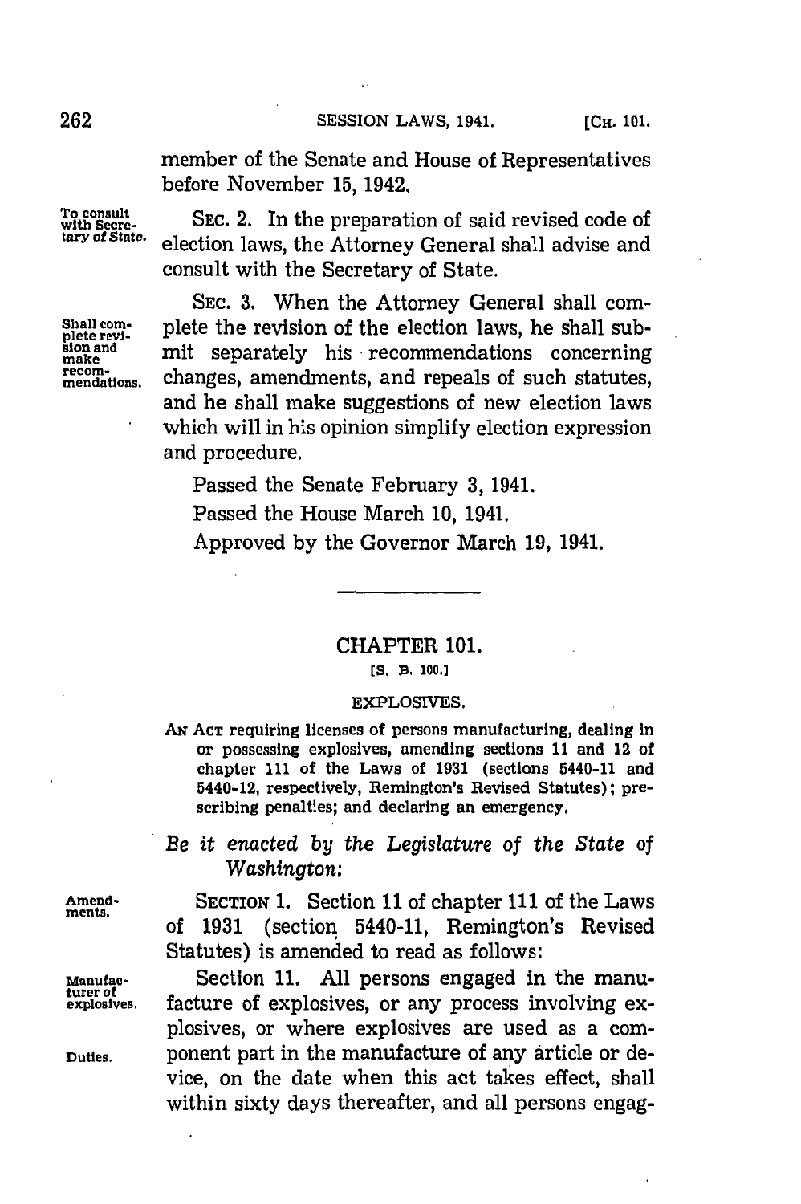member of the Senate and House of Representatives before November 15, 1942.

To consult with Secretary of State.

SEC. 2. In the preparation of said revised code of election laws, the Attorney General shall advise and consult with the Secretary of State.

Shall complete revision and make recommendations.

SEC. 3. When the Attorney General shall complete the revision of the election laws, he shall submit separately his recommendations concerning changes, amendments, and repeals of such statutes, and he shall make suggestions of new election laws which will in his opinion simplify election expression and procedure.

Passed the Senate February 3, 1941.

Passed the House March 10, 1941.

Approved by the Governor March 19, 1941.

---

## CHAPTER 101.

[S. B. 100.]

### EXPLOSIVES.

AN ACT requiring licenses of persons manufacturing, dealing in or possessing explosives, amending sections 11 and 12 of chapter 111 of the Laws of 1931 (sections 5440-11 and 5440-12, respectively, Remington's Revised Statutes); prescribing penalties; and declaring an emergency.

*Be it enacted by the Legislature of the State of Washington:*

Amendments.

SECTION 1. Section 11 of chapter 111 of the Laws of 1931 (section 5440-11, Remington's Revised Statutes) is amended to read as follows:

Manufacturer of explosives.

Duties.

Section 11. All persons engaged in the manufacture of explosives, or any process involving explosives, or where explosives are used as a component part in the manufacture of any article or device, on the date when this act takes effect, shall within sixty days thereafter, and all persons engag-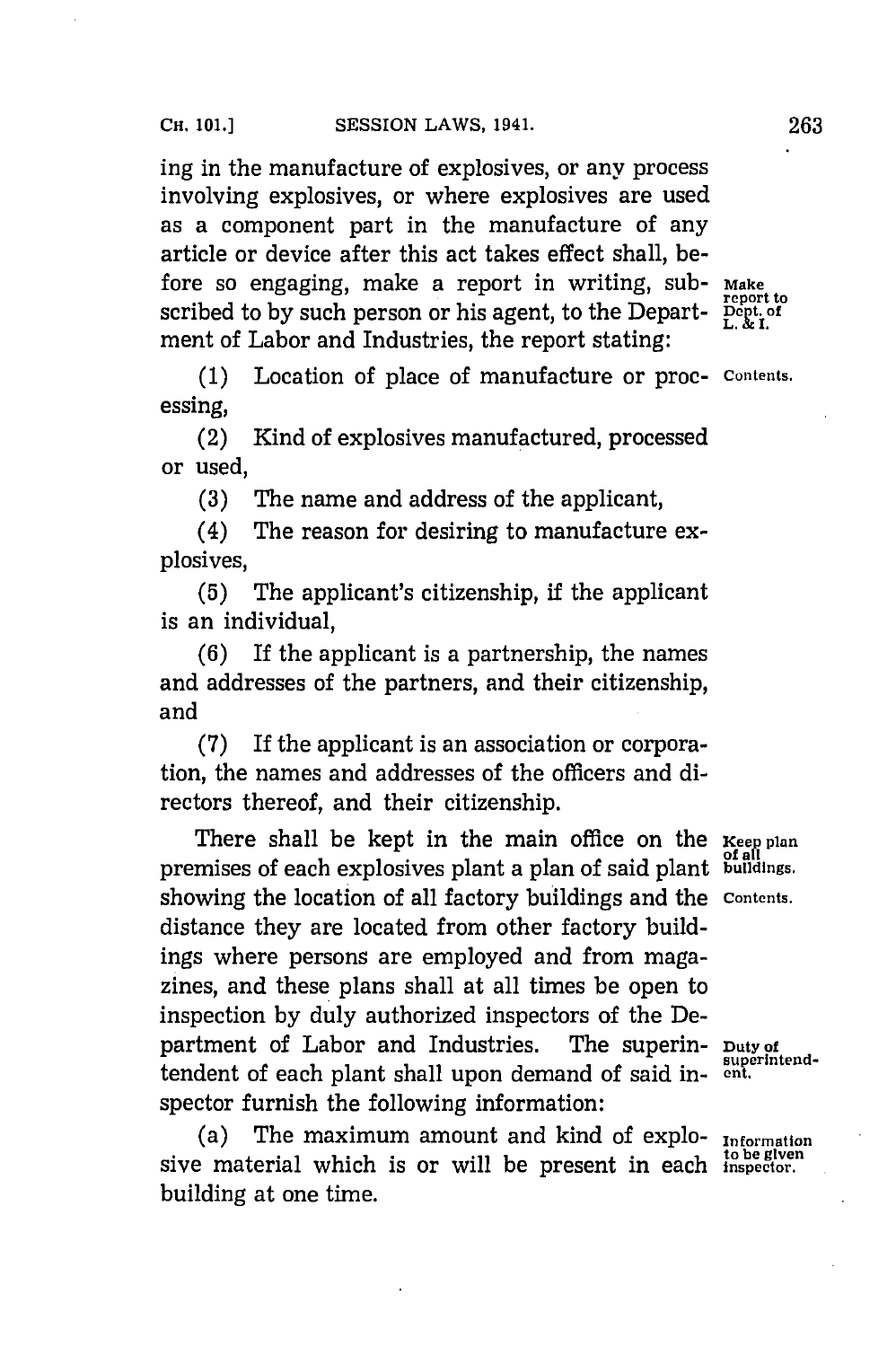ing in the manufacture of explosives, or any process involving explosives, or where explosives are used as a component part in the manufacture of any article or device after this act takes effect shall, before so engaging, make a report in writing, subscribed to by such person or his agent, to the Department of Labor and Industries, the report stating:

Make report to Dept. of L. & I.

(1) Location of place of manufacture or processing,

Contents.

(2) Kind of explosives manufactured, processed or used,

(3) The name and address of the applicant,

(4) The reason for desiring to manufacture explosives,

(5) The applicant's citizenship, if the applicant is an individual,

(6) If the applicant is a partnership, the names and addresses of the partners, and their citizenship, and

(7) If the applicant is an association or corporation, the names and addresses of the officers and directors thereof, and their citizenship.

There shall be kept in the main office on the premises of each explosives plant a plan of said plant showing the location of all factory buildings and the distance they are located from other factory buildings where persons are employed and from magazines, and these plans shall at all times be open to inspection by duly authorized inspectors of the Department of Labor and Industries. The superintendent of each plant shall upon demand of said inspector furnish the following information:

Keep plan of all buildings.

Contents.

Duty of superintendent.

(a) The maximum amount and kind of explosive material which is or will be present in each building at one time.

Information to be given inspector.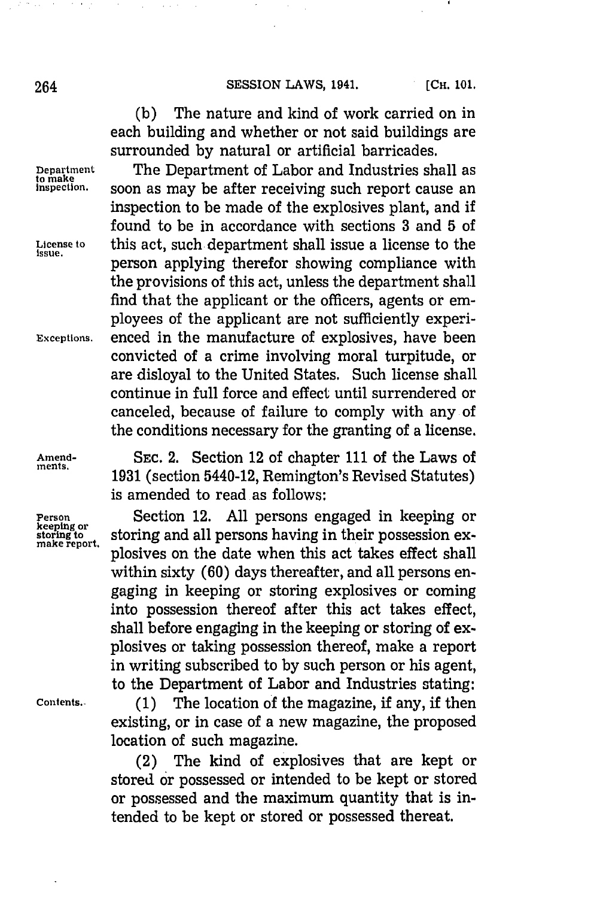(b) The nature and kind of work carried on in each building and whether or not said buildings are surrounded by natural or artificial barricades.

Department to make inspection.

The Department of Labor and Industries shall as soon as may be after receiving such report cause an inspection to be made of the explosives plant, and if found to be in accordance with sections 3 and 5 of this act, such department shall issue a license to the person applying therefor showing compliance with the provisions of this act, unless the department shall find that the applicant or the officers, agents or employees of the applicant are not sufficiently experienced in the manufacture of explosives, have been convicted of a crime involving moral turpitude, or are disloyal to the United States. Such license shall continue in full force and effect until surrendered or canceled, because of failure to comply with any of the conditions necessary for the granting of a license.

License to issue.

Exceptions.

Amendments.

SEC. 2. Section 12 of chapter 111 of the Laws of 1931 (section 5440-12, Remington's Revised Statutes) is amended to read as follows:

Person keeping or storing to make report.

Section 12. All persons engaged in keeping or storing and all persons having in their possession explosives on the date when this act takes effect shall within sixty (60) days thereafter, and all persons engaging in keeping or storing explosives or coming into possession thereof after this act takes effect, shall before engaging in the keeping or storing of explosives or taking possession thereof, make a report in writing subscribed to by such person or his agent, to the Department of Labor and Industries stating:

Contents.

(1) The location of the magazine, if any, if then existing, or in case of a new magazine, the proposed location of such magazine.

(2) The kind of explosives that are kept or stored or possessed or intended to be kept or stored or possessed and the maximum quantity that is intended to be kept or stored or possessed thereat.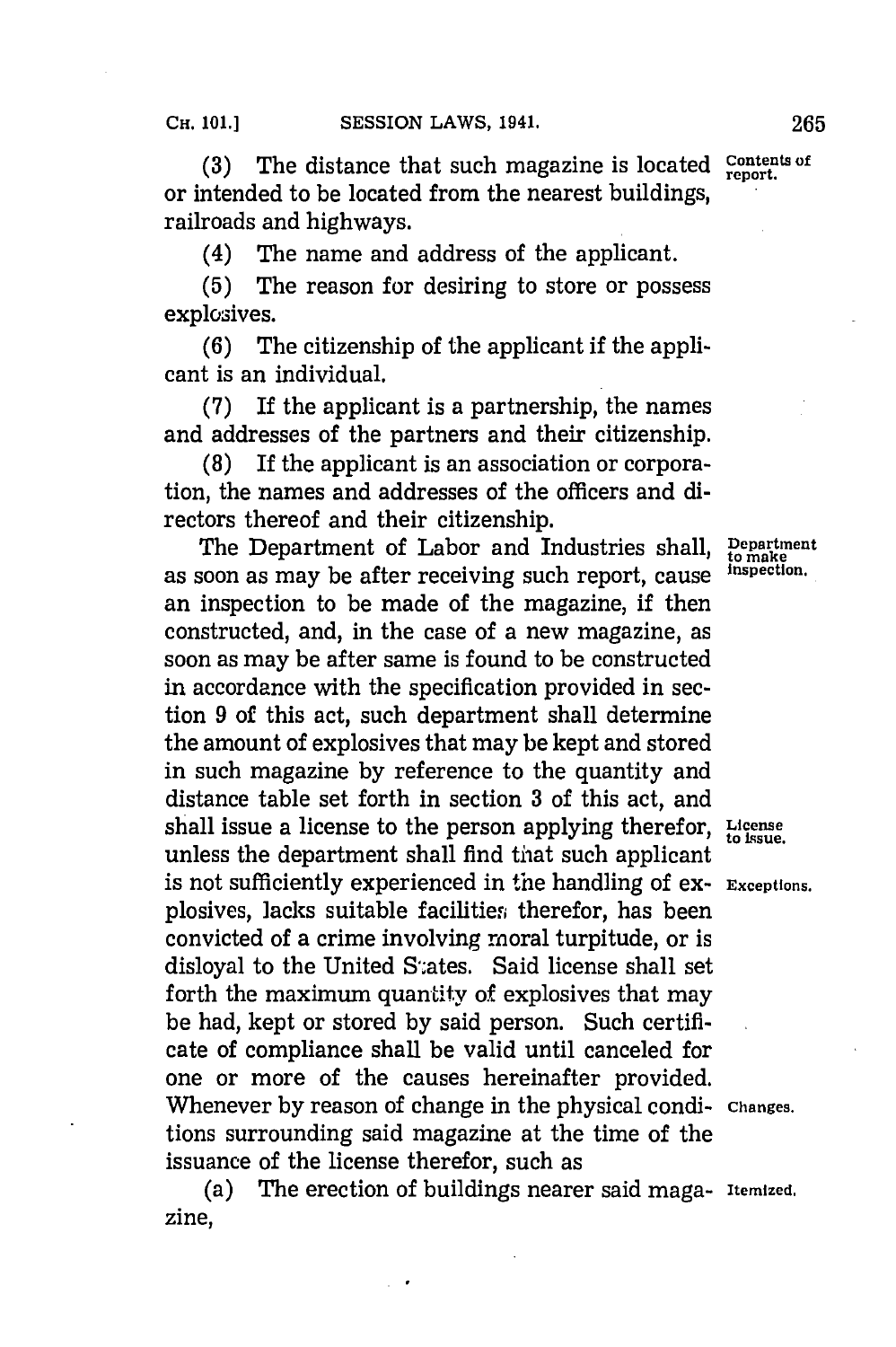(3) The distance that such magazine is located or intended to be located from the nearest buildings, railroads and highways.

(4) The name and address of the applicant.

(5) The reason for desiring to store or possess explosives.

(6) The citizenship of the applicant if the applicant is an individual.

(7) If the applicant is a partnership, the names and addresses of the partners and their citizenship.

(8) If the applicant is an association or corporation, the names and addresses of the officers and directors thereof and their citizenship.

The Department of Labor and Industries shall, as soon as may be after receiving such report, cause an inspection to be made of the magazine, if then constructed, and, in the case of a new magazine, as soon as may be after same is found to be constructed in accordance with the specification provided in section 9 of this act, such department shall determine the amount of explosives that may be kept and stored in such magazine by reference to the quantity and distance table set forth in section 3 of this act, and shall issue a license to the person applying therefor, unless the department shall find that such applicant is not sufficiently experienced in the handling of explosives, lacks suitable facilities therefor, has been convicted of a crime involving moral turpitude, or is disloyal to the United States. Said license shall set forth the maximum quantity of explosives that may be had, kept or stored by said person. Such certificate of compliance shall be valid until canceled for one or more of the causes hereinafter provided. Whenever by reason of change in the physical conditions surrounding said magazine at the time of the issuance of the license therefor, such as

(a) The erection of buildings nearer said magazine,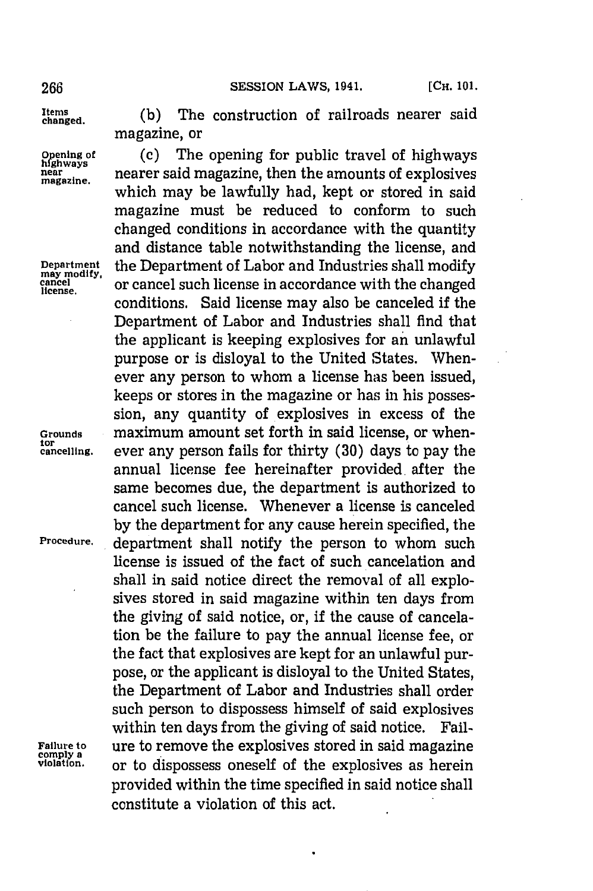(b) The construction of railroads nearer said magazine, or

(c) The opening for public travel of highways nearer said magazine, then the amounts of explosives which may be lawfully had, kept or stored in said magazine must be reduced to conform to such changed conditions in accordance with the quantity and distance table notwithstanding the license, and the Department of Labor and Industries shall modify or cancel such license in accordance with the changed conditions. Said license may also be canceled if the Department of Labor and Industries shall find that the applicant is keeping explosives for an unlawful purpose or is disloyal to the United States. Whenever any person to whom a license has been issued, keeps or stores in the magazine or has in his possession, any quantity of explosives in excess of the maximum amount set forth in said license, or whenever any person fails for thirty (30) days to pay the annual license fee hereinafter provided after the same becomes due, the department is authorized to cancel such license. Whenever a license is canceled by the department for any cause herein specified, the department shall notify the person to whom such license is issued of the fact of such cancelation and shall in said notice direct the removal of all explosives stored in said magazine within ten days from the giving of said notice, or, if the cause of cancelation be the failure to pay the annual license fee, or the fact that explosives are kept for an unlawful purpose, or the applicant is disloyal to the United States, the Department of Labor and Industries shall order such person to dispossess himself of said explosives within ten days from the giving of said notice. Failure to remove the explosives stored in said magazine or to dispossess oneself of the explosives as herein provided within the time specified in said notice shall constitute a violation of this act.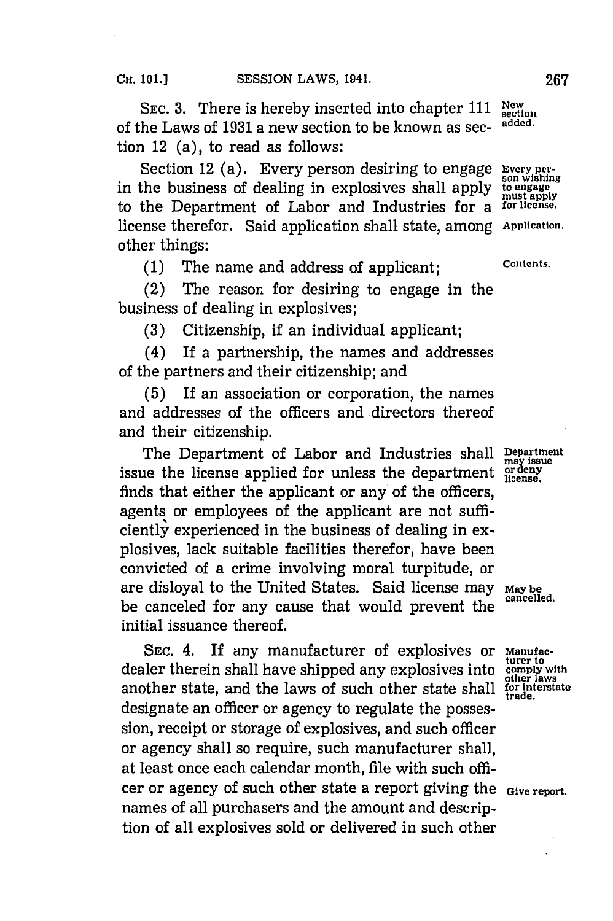SEC. 3. There is hereby inserted into chapter 111 of the Laws of 1931 a new section to be known as section 12 (a), to read as follows:

New section added.

Section 12 (a). Every person desiring to engage in the business of dealing in explosives shall apply to the Department of Labor and Industries for a license therefor. Said application shall state, among other things:

Every person wishing to engage must apply for license.

Application.

(1) The name and address of applicant;

Contents.

(2) The reason for desiring to engage in the business of dealing in explosives;

(3) Citizenship, if an individual applicant;

(4) If a partnership, the names and addresses of the partners and their citizenship; and

(5) If an association or corporation, the names and addresses of the officers and directors thereof and their citizenship.

The Department of Labor and Industries shall issue the license applied for unless the department finds that either the applicant or any of the officers, agents or employees of the applicant are not sufficiently experienced in the business of dealing in explosives, lack suitable facilities therefor, have been convicted of a crime involving moral turpitude, or are disloyal to the United States. Said license may be canceled for any cause that would prevent the initial issuance thereof.

Department may issue or deny license.

May be cancelled.

SEC. 4. If any manufacturer of explosives or dealer therein shall have shipped any explosives into another state, and the laws of such other state shall designate an officer or agency to regulate the possession, receipt or storage of explosives, and such officer or agency shall so require, such manufacturer shall, at least once each calendar month, file with such officer or agency of such other state a report giving the names of all purchasers and the amount and description of all explosives sold or delivered in such other

Manufacturer to comply with other laws for interstate trade.

Give report.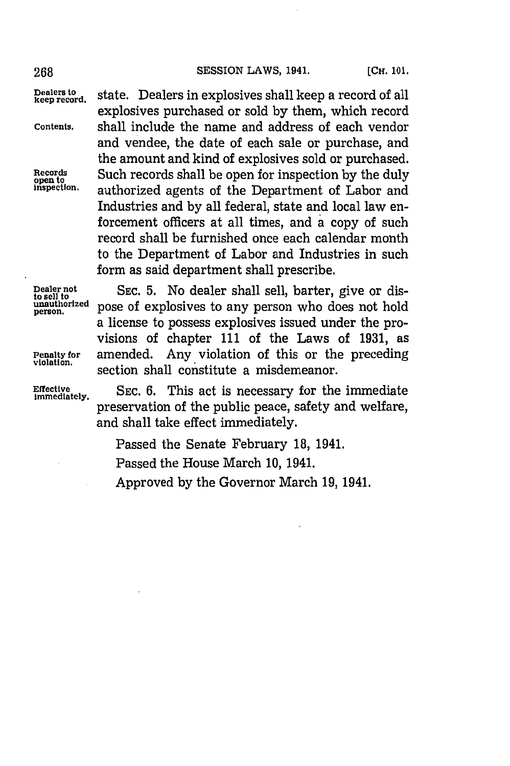state. Dealers in explosives shall keep a record of all explosives purchased or sold by them, which record shall include the name and address of each vendor and vendee, the date of each sale or purchase, and the amount and kind of explosives sold or purchased. Such records shall be open for inspection by the duly authorized agents of the Department of Labor and Industries and by all federal, state and local law enforcement officers at all times, and a copy of such record shall be furnished once each calendar month to the Department of Labor and Industries in such form as said department shall prescribe.

SEC. 5. No dealer shall sell, barter, give or dispose of explosives to any person who does not hold a license to possess explosives issued under the provisions of chapter 111 of the Laws of 1931, as amended. Any violation of this or the preceding section shall constitute a misdemeanor.

SEC. 6. This act is necessary for the immediate preservation of the public peace, safety and welfare, and shall take effect immediately.

Passed the Senate February 18, 1941.

Passed the House March 10, 1941.

Approved by the Governor March 19, 1941.